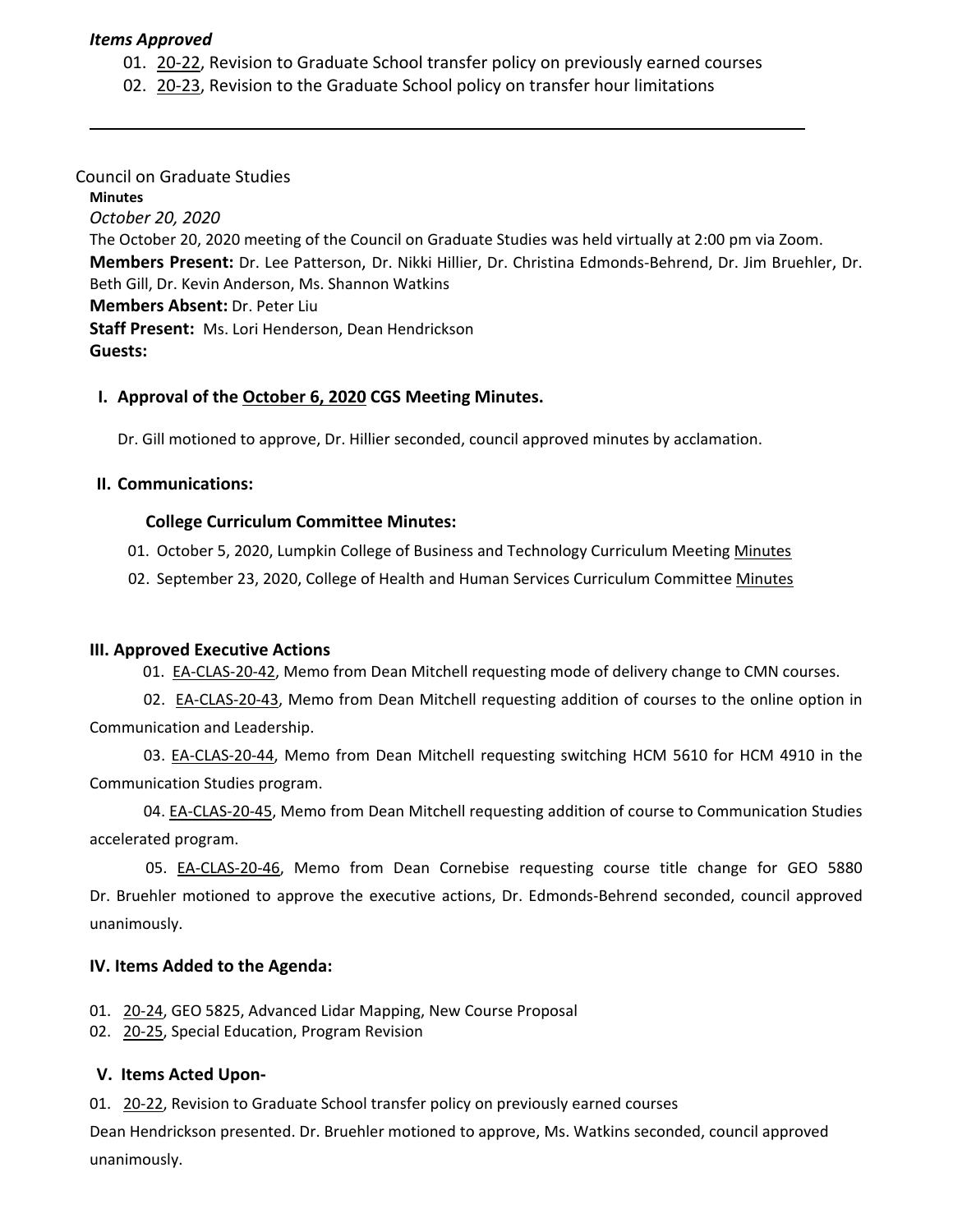***Items Approved***

01. 20-22, Revision to Graduate School transfer policy on previously earned courses
02. 20-23, Revision to the Graduate School policy on transfer hour limitations

---

Council on Graduate Studies

**Minutes**

*October 20, 2020*

The October 20, 2020 meeting of the Council on Graduate Studies was held virtually at 2:00 pm via Zoom.

**Members Present:** Dr. Lee Patterson, Dr. Nikki Hillier, Dr. Christina Edmonds-Behrend, Dr. Jim Bruehler, Dr. Beth Gill, Dr. Kevin Anderson, Ms. Shannon Watkins

**Members Absent:** Dr. Peter Liu

**Staff Present:** Ms. Lori Henderson, Dean Hendrickson

**Guests:**

## I. Approval of the October 6, 2020 CGS Meeting Minutes.

Dr. Gill motioned to approve, Dr. Hillier seconded, council approved minutes by acclamation.

## II. Communications:

### College Curriculum Committee Minutes:

01. October 5, 2020, Lumpkin College of Business and Technology Curriculum Meeting Minutes
02. September 23, 2020, College of Health and Human Services Curriculum Committee Minutes

## III. Approved Executive Actions

01. EA-CLAS-20-42, Memo from Dean Mitchell requesting mode of delivery change to CMN courses.
02. EA-CLAS-20-43, Memo from Dean Mitchell requesting addition of courses to the online option in Communication and Leadership.
03. EA-CLAS-20-44, Memo from Dean Mitchell requesting switching HCM 5610 for HCM 4910 in the Communication Studies program.
04. EA-CLAS-20-45, Memo from Dean Mitchell requesting addition of course to Communication Studies accelerated program.
05. EA-CLAS-20-46, Memo from Dean Cornebise requesting course title change for GEO 5880

Dr. Bruehler motioned to approve the executive actions, Dr. Edmonds-Behrend seconded, council approved unanimously.

## IV. Items Added to the Agenda:

01. 20-24, GEO 5825, Advanced Lidar Mapping, New Course Proposal
02. 20-25, Special Education, Program Revision

## V. Items Acted Upon-

01. 20-22, Revision to Graduate School transfer policy on previously earned courses

Dean Hendrickson presented. Dr. Bruehler motioned to approve, Ms. Watkins seconded, council approved unanimously.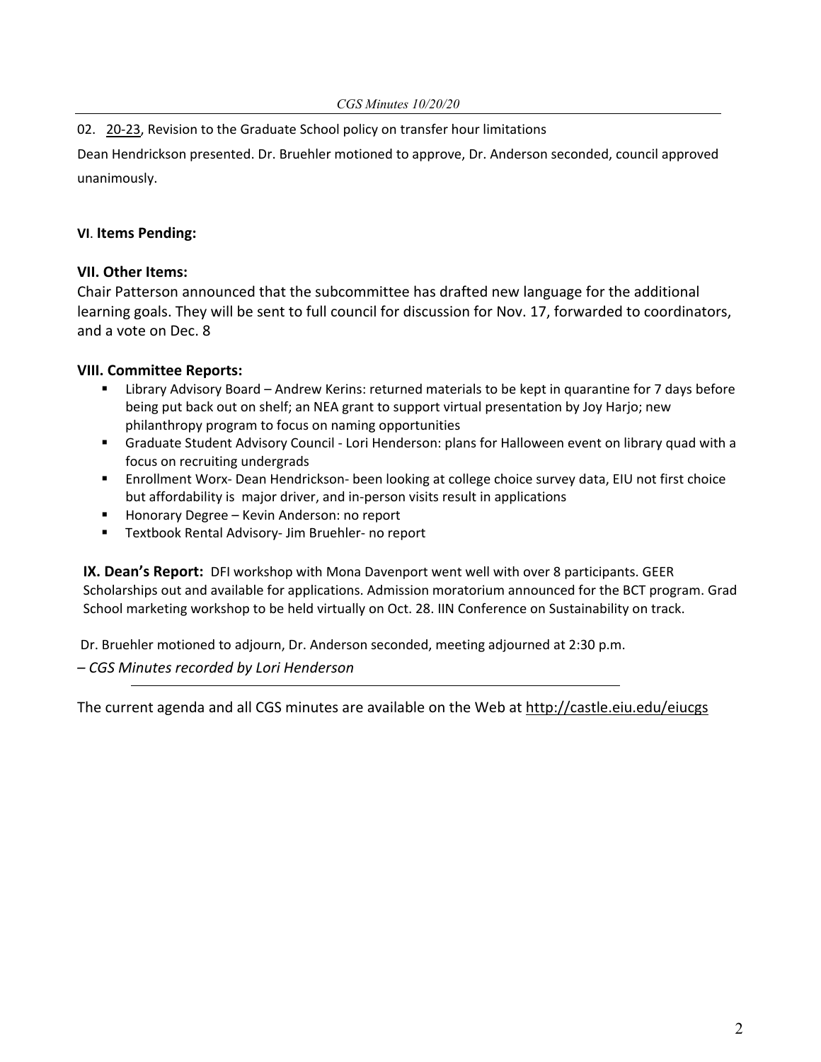02. 20-23, Revision to the Graduate School policy on transfer hour limitations

Dean Hendrickson presented. Dr. Bruehler motioned to approve, Dr. Anderson seconded, council approved unanimously.

### VI. Items Pending:

### VII. Other Items:

Chair Patterson announced that the subcommittee has drafted new language for the additional learning goals. They will be sent to full council for discussion for Nov. 17, forwarded to coordinators, and a vote on Dec. 8

### VIII. Committee Reports:

- Library Advisory Board – Andrew Kerins: returned materials to be kept in quarantine for 7 days before being put back out on shelf; an NEA grant to support virtual presentation by Joy Harjo; new philanthropy program to focus on naming opportunities
- Graduate Student Advisory Council - Lori Henderson: plans for Halloween event on library quad with a focus on recruiting undergrads
- Enrollment Worx- Dean Hendrickson- been looking at college choice survey data, EIU not first choice but affordability is major driver, and in-person visits result in applications
- Honorary Degree – Kevin Anderson: no report
- Textbook Rental Advisory- Jim Bruehler- no report

**IX. Dean's Report:** DFI workshop with Mona Davenport went well with over 8 participants. GEER Scholarships out and available for applications. Admission moratorium announced for the BCT program. Grad School marketing workshop to be held virtually on Oct. 28. IIN Conference on Sustainability on track.

Dr. Bruehler motioned to adjourn, Dr. Anderson seconded, meeting adjourned at 2:30 p.m.

*– CGS Minutes recorded by Lori Henderson*

---

The current agenda and all CGS minutes are available on the Web at http://castle.eiu.edu/eiucgs